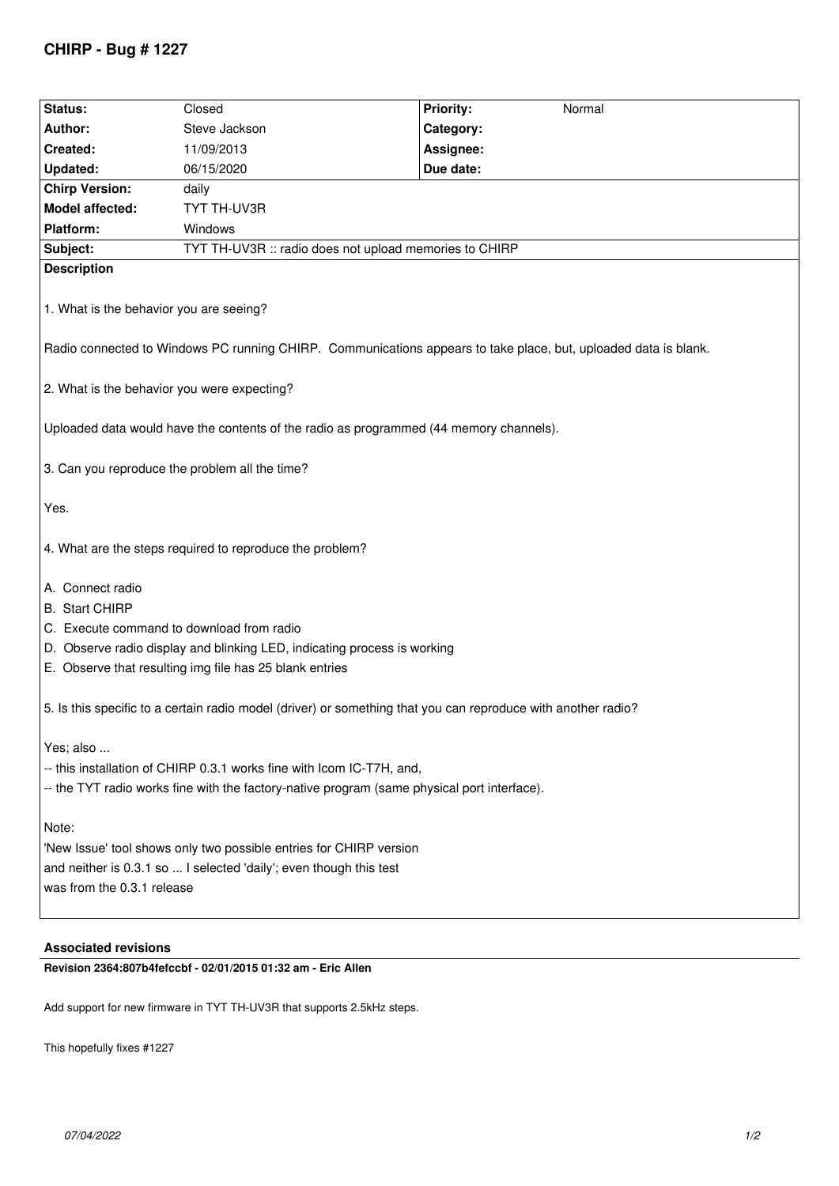# CHIRP - Bug # 1227

| Status: | Closed | Priority: | Normal |
|---|---|---|---|
| Author: | Steve Jackson | Category: | |
| Created: | 11/09/2013 | Assignee: | |
| Updated: | 06/15/2020 | Due date: | |
| Chirp Version: | daily | | |
| Model affected: | TYT TH-UV3R | | |
| Platform: | Windows | | |
| Subject: | TYT TH-UV3R :: radio does not upload memories to CHIRP | | |

**Description**

1. What is the behavior you are seeing?

Radio connected to Windows PC running CHIRP. Communications appears to take place, but, uploaded data is blank.

2. What is the behavior you were expecting?

Uploaded data would have the contents of the radio as programmed (44 memory channels).

3. Can you reproduce the problem all the time?

Yes.

4. What are the steps required to reproduce the problem?

A. Connect radio
B. Start CHIRP
C. Execute command to download from radio
D. Observe radio display and blinking LED, indicating process is working
E. Observe that resulting img file has 25 blank entries

5. Is this specific to a certain radio model (driver) or something that you can reproduce with another radio?

Yes; also ...
-- this installation of CHIRP 0.3.1 works fine with Icom IC-T7H, and,
-- the TYT radio works fine with the factory-native program (same physical port interface).

Note:
'New Issue' tool shows only two possible entries for CHIRP version
and neither is 0.3.1 so ... I selected 'daily'; even though this test
was from the 0.3.1 release

## Associated revisions

**Revision 2364:807b4fefccbf - 02/01/2015 01:32 am - Eric Allen**

Add support for new firmware in TYT TH-UV3R that supports 2.5kHz steps.

This hopefully fixes #1227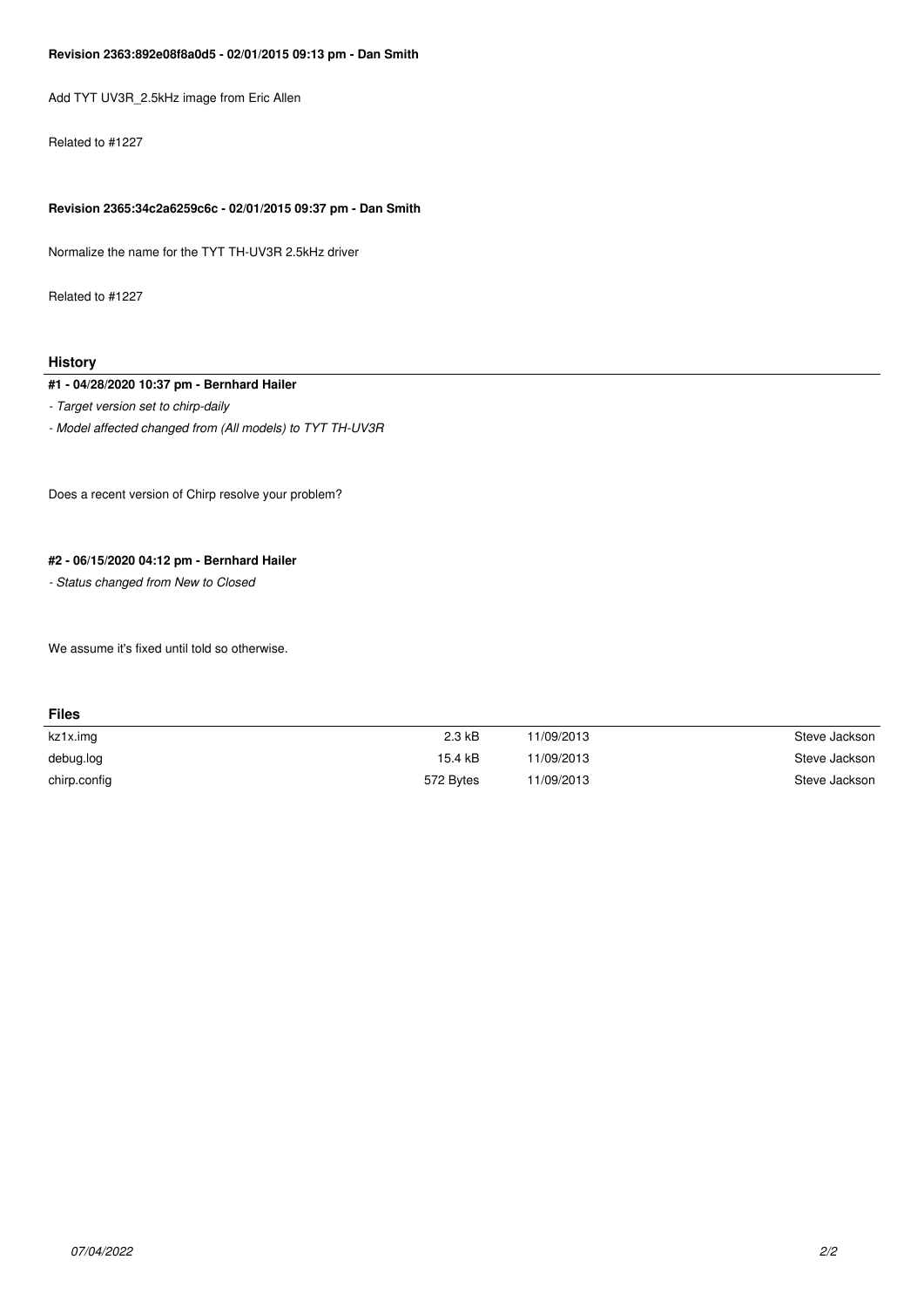**Revision 2363:892e08f8a0d5 - 02/01/2015 09:13 pm - Dan Smith**

Add TYT UV3R_2.5kHz image from Eric Allen

Related to #1227

**Revision 2365:34c2a6259c6c - 02/01/2015 09:37 pm - Dan Smith**

Normalize the name for the TYT TH-UV3R 2.5kHz driver

Related to #1227

## History

### #1 - 04/28/2020 10:37 pm - Bernhard Hailer

*- Target version set to chirp-daily*

*- Model affected changed from (All models) to TYT TH-UV3R*

Does a recent version of Chirp resolve your problem?

### #2 - 06/15/2020 04:12 pm - Bernhard Hailer

*- Status changed from New to Closed*

We assume it's fixed until told so otherwise.

## Files

| | | | |
|---|---|---|---|
| kz1x.img | 2.3 kB | 11/09/2013 | Steve Jackson |
| debug.log | 15.4 kB | 11/09/2013 | Steve Jackson |
| chirp.config | 572 Bytes | 11/09/2013 | Steve Jackson |